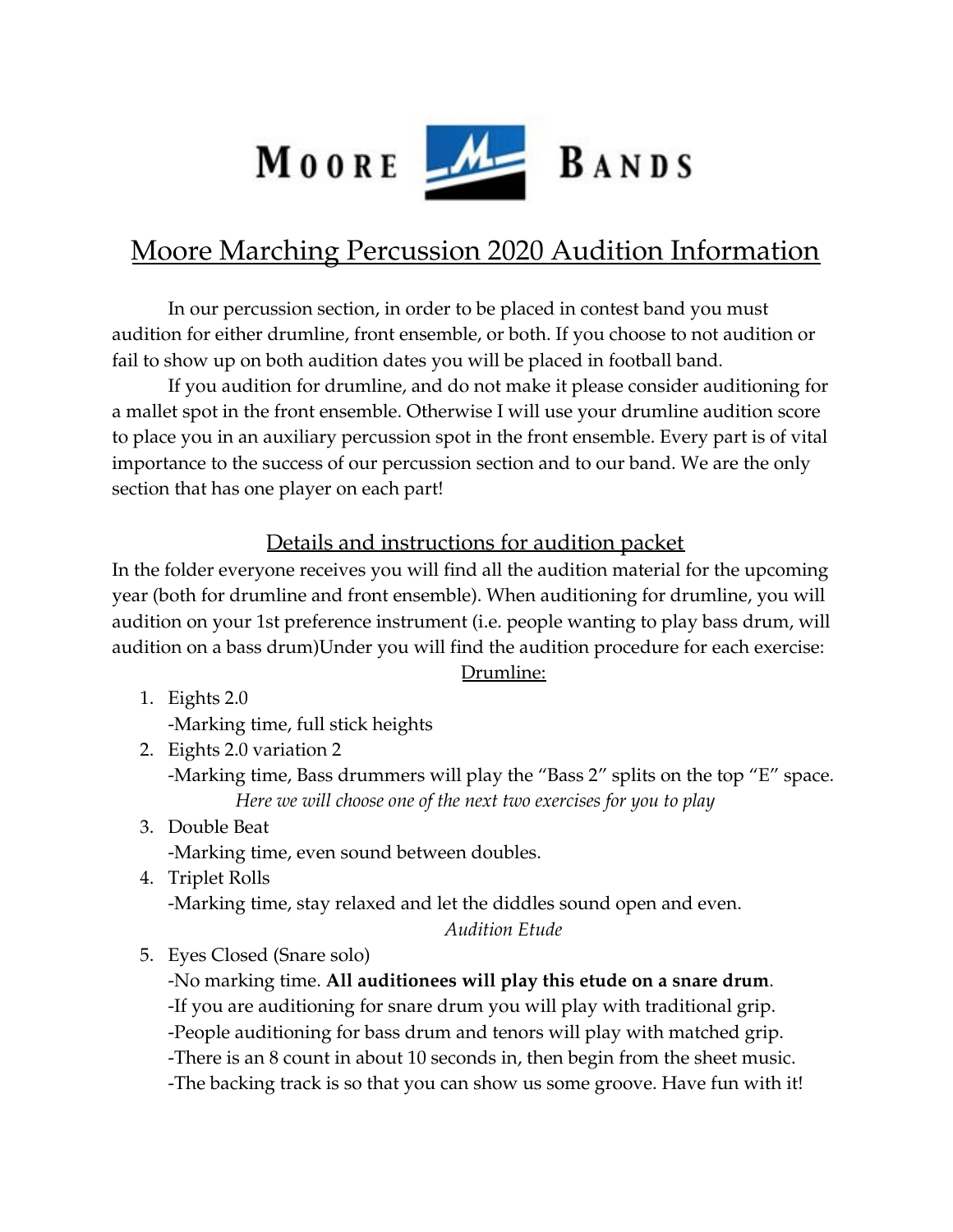MOORE BANDS

# Moore Marching Percussion 2020 Audition Information

In our percussion section, in order to be placed in contest band you must audition for either drumline, front ensemble, or both. If you choose to not audition or fail to show up on both audition dates you will be placed in football band.

If you audition for drumline, and do not make it please consider auditioning for a mallet spot in the front ensemble. Otherwise I will use your drumline audition score to place you in an auxiliary percussion spot in the front ensemble. Every part is of vital importance to the success of our percussion section and to our band. We are the only section that has one player on each part!

## Details and instructions for audition packet

In the folder everyone receives you will find all the audition material for the upcoming year (both for drumline and front ensemble). When auditioning for drumline, you will audition on your 1st preference instrument (i.e. people wanting to play bass drum, will audition on a bass drum)Under you will find the audition procedure for each exercise:

### Drumline:

1. Eights 2.0
   -Marking time, full stick heights
2. Eights 2.0 variation 2
   -Marking time, Bass drummers will play the "Bass 2" splits on the top "E" space.

   *Here we will choose one of the next two exercises for you to play*
3. Double Beat
   -Marking time, even sound between doubles.
4. Triplet Rolls
   -Marking time, stay relaxed and let the diddles sound open and even.

   *Audition Etude*
5. Eyes Closed (Snare solo)
   -No marking time. **All auditionees will play this etude on a snare drum**.
   -If you are auditioning for snare drum you will play with traditional grip.
   -People auditioning for bass drum and tenors will play with matched grip.
   -There is an 8 count in about 10 seconds in, then begin from the sheet music.
   -The backing track is so that you can show us some groove. Have fun with it!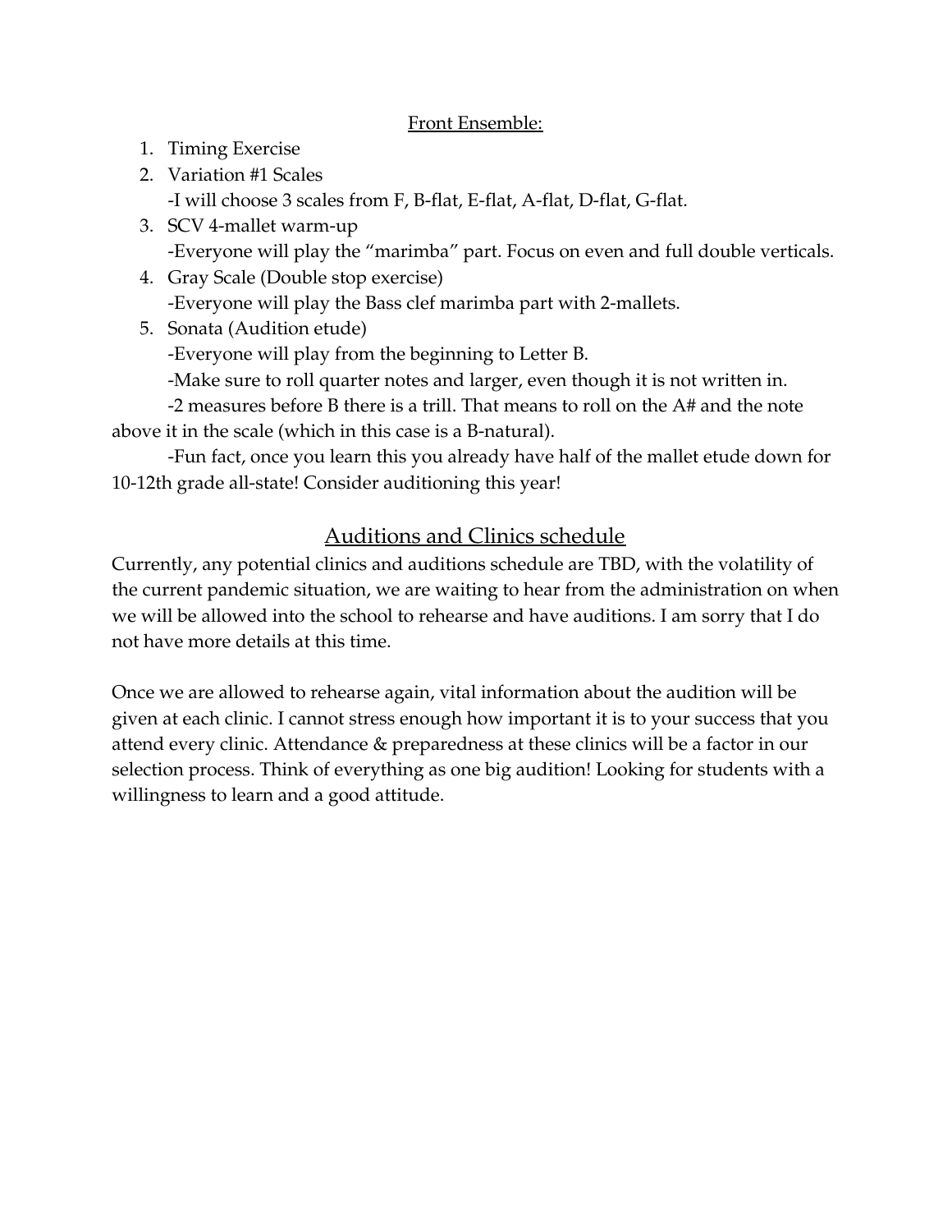## Front Ensemble:

1. Timing Exercise
2. Variation #1 Scales

   -I will choose 3 scales from F, B-flat, E-flat, A-flat, D-flat, G-flat.
3. SCV 4-mallet warm-up

   -Everyone will play the "marimba" part. Focus on even and full double verticals.
4. Gray Scale (Double stop exercise)

   -Everyone will play the Bass clef marimba part with 2-mallets.
5. Sonata (Audition etude)

   -Everyone will play from the beginning to Letter B.

   -Make sure to roll quarter notes and larger, even though it is not written in.

   -2 measures before B there is a trill. That means to roll on the A# and the note above it in the scale (which in this case is a B-natural).

   -Fun fact, once you learn this you already have half of the mallet etude down for 10-12th grade all-state! Consider auditioning this year!

## Auditions and Clinics schedule

Currently, any potential clinics and auditions schedule are TBD, with the volatility of the current pandemic situation, we are waiting to hear from the administration on when we will be allowed into the school to rehearse and have auditions. I am sorry that I do not have more details at this time.

Once we are allowed to rehearse again, vital information about the audition will be given at each clinic. I cannot stress enough how important it is to your success that you attend every clinic. Attendance & preparedness at these clinics will be a factor in our selection process. Think of everything as one big audition! Looking for students with a willingness to learn and a good attitude.